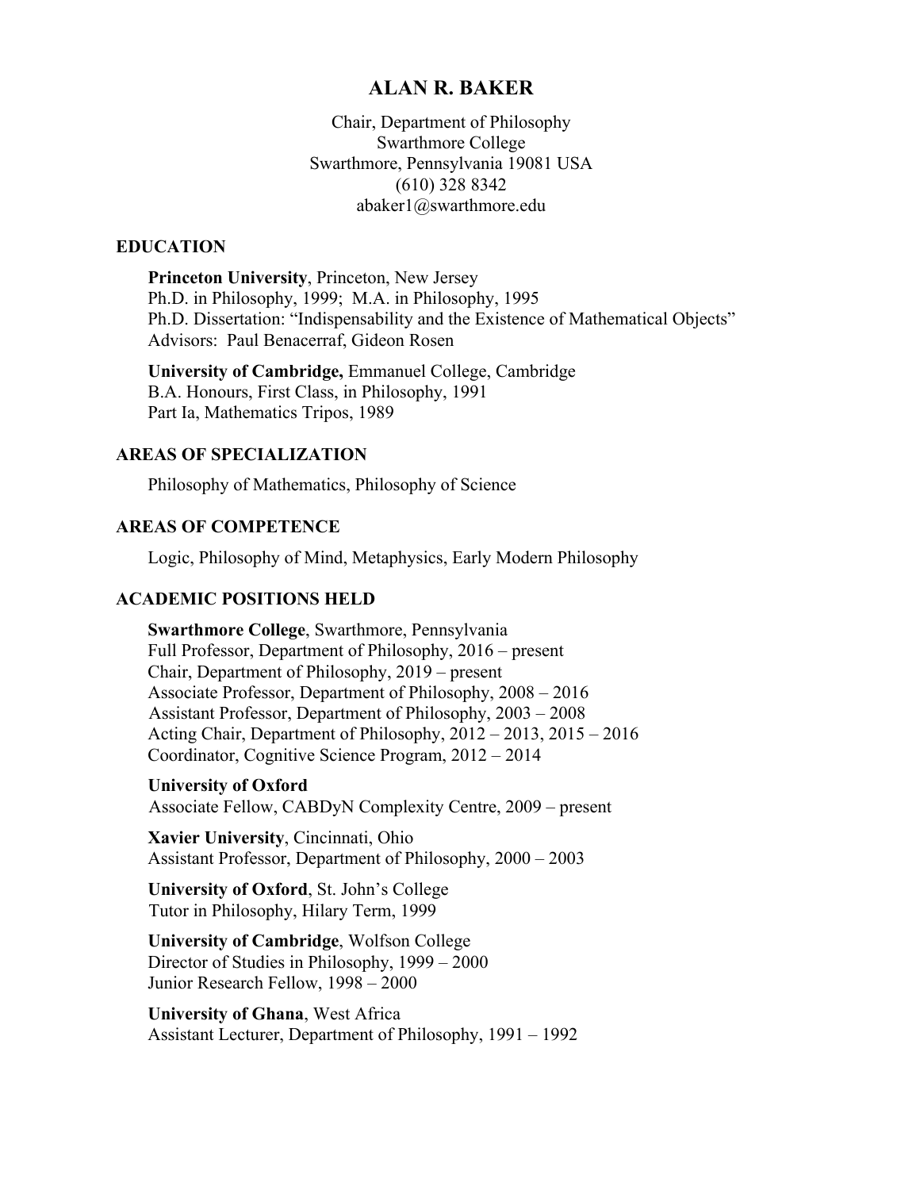# ALAN R. BAKER

Chair, Department of Philosophy
Swarthmore College
Swarthmore, Pennsylvania 19081 USA
(610) 328 8342
abaker1@swarthmore.edu

## EDUCATION

**Princeton University**, Princeton, New Jersey
Ph.D. in Philosophy, 1999; M.A. in Philosophy, 1995
Ph.D. Dissertation: "Indispensability and the Existence of Mathematical Objects"
Advisors: Paul Benacerraf, Gideon Rosen

**University of Cambridge,** Emmanuel College, Cambridge
B.A. Honours, First Class, in Philosophy, 1991
Part Ia, Mathematics Tripos, 1989

## AREAS OF SPECIALIZATION

Philosophy of Mathematics, Philosophy of Science

## AREAS OF COMPETENCE

Logic, Philosophy of Mind, Metaphysics, Early Modern Philosophy

## ACADEMIC POSITIONS HELD

**Swarthmore College**, Swarthmore, Pennsylvania
Full Professor, Department of Philosophy, 2016 – present
Chair, Department of Philosophy, 2019 – present
Associate Professor, Department of Philosophy, 2008 – 2016
Assistant Professor, Department of Philosophy, 2003 – 2008
Acting Chair, Department of Philosophy, 2012 – 2013, 2015 – 2016
Coordinator, Cognitive Science Program, 2012 – 2014

**University of Oxford**
Associate Fellow, CABDyN Complexity Centre, 2009 – present

**Xavier University**, Cincinnati, Ohio
Assistant Professor, Department of Philosophy, 2000 – 2003

**University of Oxford**, St. John's College
Tutor in Philosophy, Hilary Term, 1999

**University of Cambridge**, Wolfson College
Director of Studies in Philosophy, 1999 – 2000
Junior Research Fellow, 1998 – 2000

**University of Ghana**, West Africa
Assistant Lecturer, Department of Philosophy, 1991 – 1992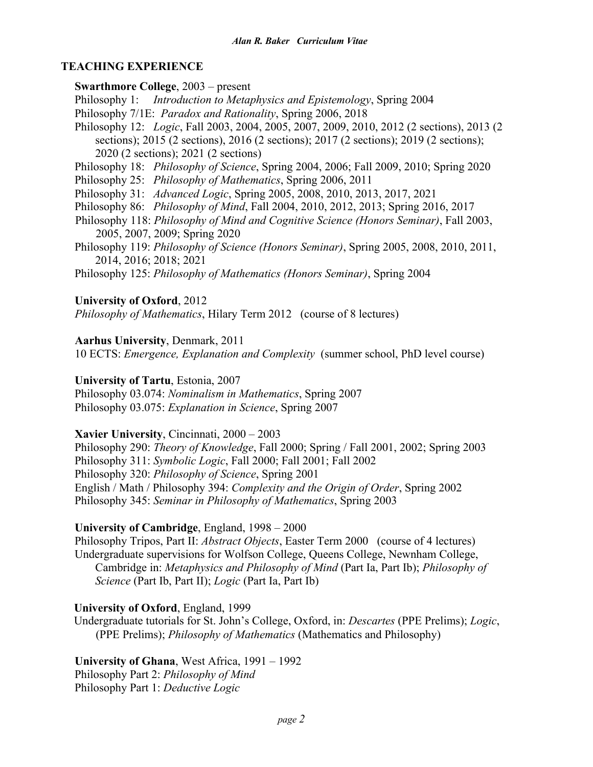## TEACHING EXPERIENCE

**Swarthmore College**, 2003 – present

Philosophy 1: *Introduction to Metaphysics and Epistemology*, Spring 2004
Philosophy 7/1E: *Paradox and Rationality*, Spring 2006, 2018
Philosophy 12: *Logic*, Fall 2003, 2004, 2005, 2007, 2009, 2010, 2012 (2 sections), 2013 (2 sections); 2015 (2 sections), 2016 (2 sections); 2017 (2 sections); 2019 (2 sections); 2020 (2 sections); 2021 (2 sections)
Philosophy 18: *Philosophy of Science*, Spring 2004, 2006; Fall 2009, 2010; Spring 2020
Philosophy 25: *Philosophy of Mathematics*, Spring 2006, 2011
Philosophy 31: *Advanced Logic*, Spring 2005, 2008, 2010, 2013, 2017, 2021
Philosophy 86: *Philosophy of Mind*, Fall 2004, 2010, 2012, 2013; Spring 2016, 2017
Philosophy 118: *Philosophy of Mind and Cognitive Science (Honors Seminar)*, Fall 2003, 2005, 2007, 2009; Spring 2020
Philosophy 119: *Philosophy of Science (Honors Seminar)*, Spring 2005, 2008, 2010, 2011, 2014, 2016; 2018; 2021
Philosophy 125: *Philosophy of Mathematics (Honors Seminar)*, Spring 2004

**University of Oxford**, 2012

*Philosophy of Mathematics*, Hilary Term 2012 (course of 8 lectures)

**Aarhus University**, Denmark, 2011

10 ECTS: *Emergence, Explanation and Complexity* (summer school, PhD level course)

**University of Tartu**, Estonia, 2007

Philosophy 03.074: *Nominalism in Mathematics*, Spring 2007
Philosophy 03.075: *Explanation in Science*, Spring 2007

**Xavier University**, Cincinnati, 2000 – 2003

Philosophy 290: *Theory of Knowledge*, Fall 2000; Spring / Fall 2001, 2002; Spring 2003
Philosophy 311: *Symbolic Logic*, Fall 2000; Fall 2001; Fall 2002
Philosophy 320: *Philosophy of Science*, Spring 2001
English / Math / Philosophy 394: *Complexity and the Origin of Order*, Spring 2002
Philosophy 345: *Seminar in Philosophy of Mathematics*, Spring 2003

**University of Cambridge**, England, 1998 – 2000

Philosophy Tripos, Part II: *Abstract Objects*, Easter Term 2000 (course of 4 lectures)
Undergraduate supervisions for Wolfson College, Queens College, Newnham College, Cambridge in: *Metaphysics and Philosophy of Mind* (Part Ia, Part Ib); *Philosophy of Science* (Part Ib, Part II); *Logic* (Part Ia, Part Ib)

**University of Oxford**, England, 1999

Undergraduate tutorials for St. John's College, Oxford, in: *Descartes* (PPE Prelims); *Logic*, (PPE Prelims); *Philosophy of Mathematics* (Mathematics and Philosophy)

**University of Ghana**, West Africa, 1991 – 1992

Philosophy Part 2: *Philosophy of Mind*
Philosophy Part 1: *Deductive Logic*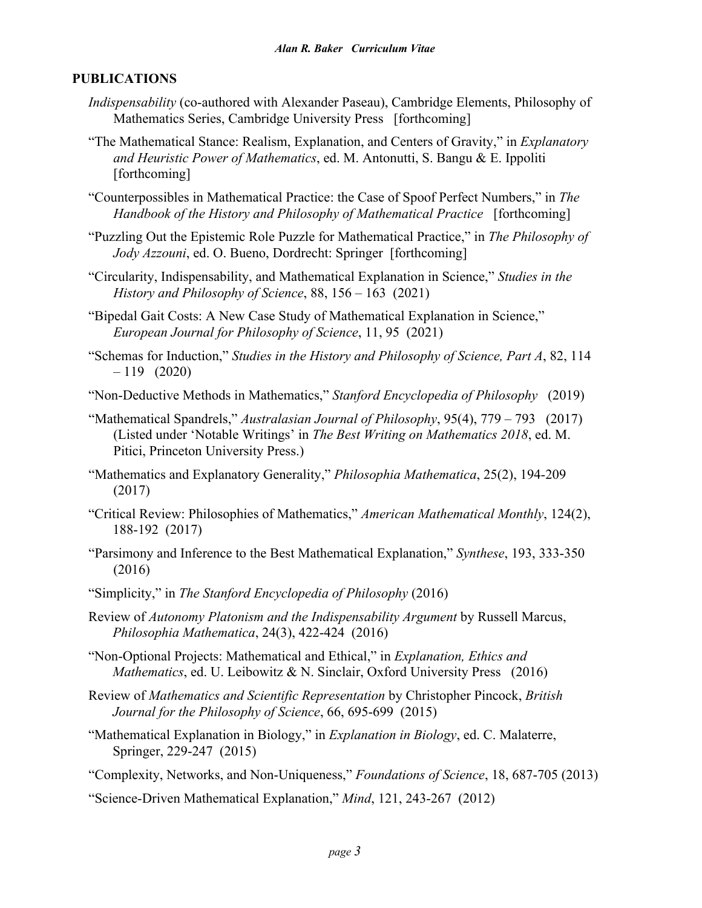## PUBLICATIONS

*Indispensability* (co-authored with Alexander Paseau), Cambridge Elements, Philosophy of Mathematics Series, Cambridge University Press [forthcoming]

"The Mathematical Stance: Realism, Explanation, and Centers of Gravity," in *Explanatory and Heuristic Power of Mathematics*, ed. M. Antonutti, S. Bangu & E. Ippoliti [forthcoming]

"Counterpossibles in Mathematical Practice: the Case of Spoof Perfect Numbers," in *The Handbook of the History and Philosophy of Mathematical Practice* [forthcoming]

"Puzzling Out the Epistemic Role Puzzle for Mathematical Practice," in *The Philosophy of Jody Azzouni*, ed. O. Bueno, Dordrecht: Springer [forthcoming]

"Circularity, Indispensability, and Mathematical Explanation in Science," *Studies in the History and Philosophy of Science*, 88, 156 – 163 (2021)

"Bipedal Gait Costs: A New Case Study of Mathematical Explanation in Science," *European Journal for Philosophy of Science*, 11, 95 (2021)

"Schemas for Induction," *Studies in the History and Philosophy of Science, Part A*, 82, 114 – 119 (2020)

"Non-Deductive Methods in Mathematics," *Stanford Encyclopedia of Philosophy* (2019)

"Mathematical Spandrels," *Australasian Journal of Philosophy*, 95(4), 779 – 793 (2017) (Listed under 'Notable Writings' in *The Best Writing on Mathematics 2018*, ed. M. Pitici, Princeton University Press.)

"Mathematics and Explanatory Generality," *Philosophia Mathematica*, 25(2), 194-209 (2017)

"Critical Review: Philosophies of Mathematics," *American Mathematical Monthly*, 124(2), 188-192 (2017)

"Parsimony and Inference to the Best Mathematical Explanation," *Synthese*, 193, 333-350 (2016)

"Simplicity," in *The Stanford Encyclopedia of Philosophy* (2016)

Review of *Autonomy Platonism and the Indispensability Argument* by Russell Marcus, *Philosophia Mathematica*, 24(3), 422-424 (2016)

"Non-Optional Projects: Mathematical and Ethical," in *Explanation, Ethics and Mathematics*, ed. U. Leibowitz & N. Sinclair, Oxford University Press (2016)

Review of *Mathematics and Scientific Representation* by Christopher Pincock, *British Journal for the Philosophy of Science*, 66, 695-699 (2015)

"Mathematical Explanation in Biology," in *Explanation in Biology*, ed. C. Malaterre, Springer, 229-247 (2015)

"Complexity, Networks, and Non-Uniqueness," *Foundations of Science*, 18, 687-705 (2013)

"Science-Driven Mathematical Explanation," *Mind*, 121, 243-267 (2012)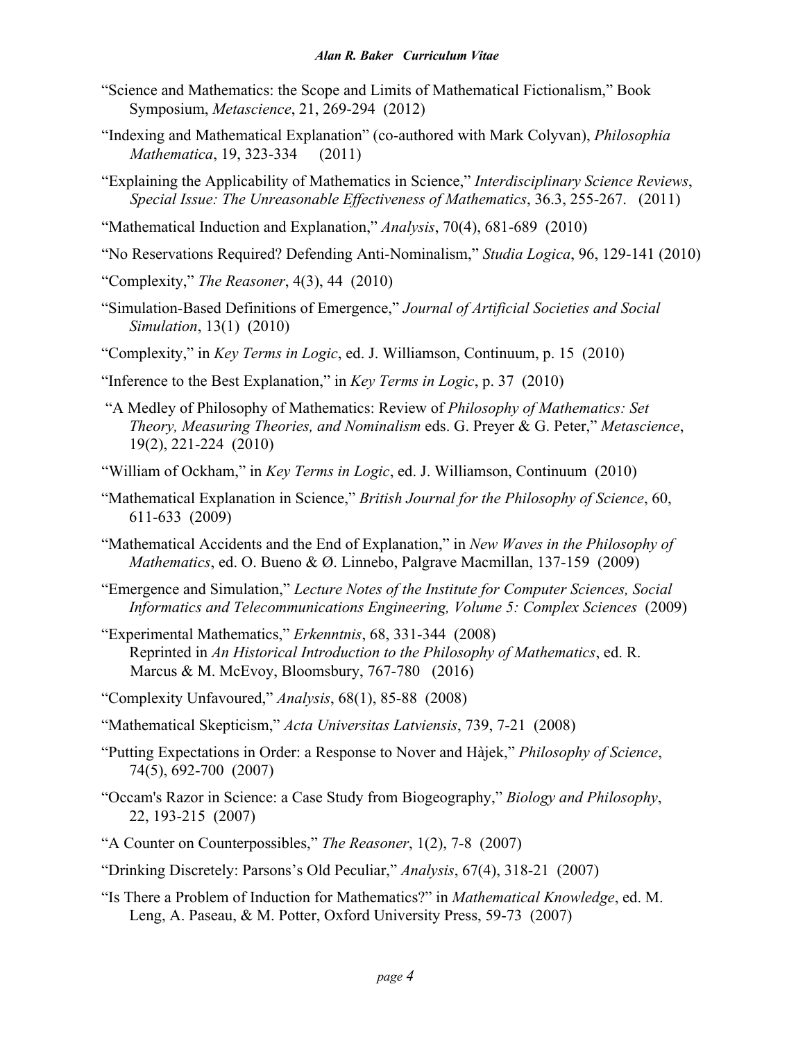"Science and Mathematics: the Scope and Limits of Mathematical Fictionalism," Book Symposium, *Metascience*, 21, 269-294 (2012)

"Indexing and Mathematical Explanation" (co-authored with Mark Colyvan), *Philosophia Mathematica*, 19, 323-334 (2011)

"Explaining the Applicability of Mathematics in Science," *Interdisciplinary Science Reviews*, *Special Issue: The Unreasonable Effectiveness of Mathematics*, 36.3, 255-267. (2011)

"Mathematical Induction and Explanation," *Analysis*, 70(4), 681-689 (2010)

"No Reservations Required? Defending Anti-Nominalism," *Studia Logica*, 96, 129-141 (2010)

"Complexity," *The Reasoner*, 4(3), 44 (2010)

"Simulation-Based Definitions of Emergence," *Journal of Artificial Societies and Social Simulation*, 13(1) (2010)

"Complexity," in *Key Terms in Logic*, ed. J. Williamson, Continuum, p. 15 (2010)

"Inference to the Best Explanation," in *Key Terms in Logic*, p. 37 (2010)

"A Medley of Philosophy of Mathematics: Review of *Philosophy of Mathematics: Set Theory, Measuring Theories, and Nominalism* eds. G. Preyer & G. Peter," *Metascience*, 19(2), 221-224 (2010)

"William of Ockham," in *Key Terms in Logic*, ed. J. Williamson, Continuum (2010)

"Mathematical Explanation in Science," *British Journal for the Philosophy of Science*, 60, 611-633 (2009)

"Mathematical Accidents and the End of Explanation," in *New Waves in the Philosophy of Mathematics*, ed. O. Bueno & Ø. Linnebo, Palgrave Macmillan, 137-159 (2009)

"Emergence and Simulation," *Lecture Notes of the Institute for Computer Sciences, Social Informatics and Telecommunications Engineering, Volume 5: Complex Sciences* (2009)

"Experimental Mathematics," *Erkenntnis*, 68, 331-344 (2008)
Reprinted in *An Historical Introduction to the Philosophy of Mathematics*, ed. R. Marcus & M. McEvoy, Bloomsbury, 767-780 (2016)

"Complexity Unfavoured," *Analysis*, 68(1), 85-88 (2008)

"Mathematical Skepticism," *Acta Universitas Latviensis*, 739, 7-21 (2008)

"Putting Expectations in Order: a Response to Nover and Hàjek," *Philosophy of Science*, 74(5), 692-700 (2007)

"Occam's Razor in Science: a Case Study from Biogeography," *Biology and Philosophy*, 22, 193-215 (2007)

"A Counter on Counterpossibles," *The Reasoner*, 1(2), 7-8 (2007)

"Drinking Discretely: Parsons's Old Peculiar," *Analysis*, 67(4), 318-21 (2007)

"Is There a Problem of Induction for Mathematics?" in *Mathematical Knowledge*, ed. M. Leng, A. Paseau, & M. Potter, Oxford University Press, 59-73 (2007)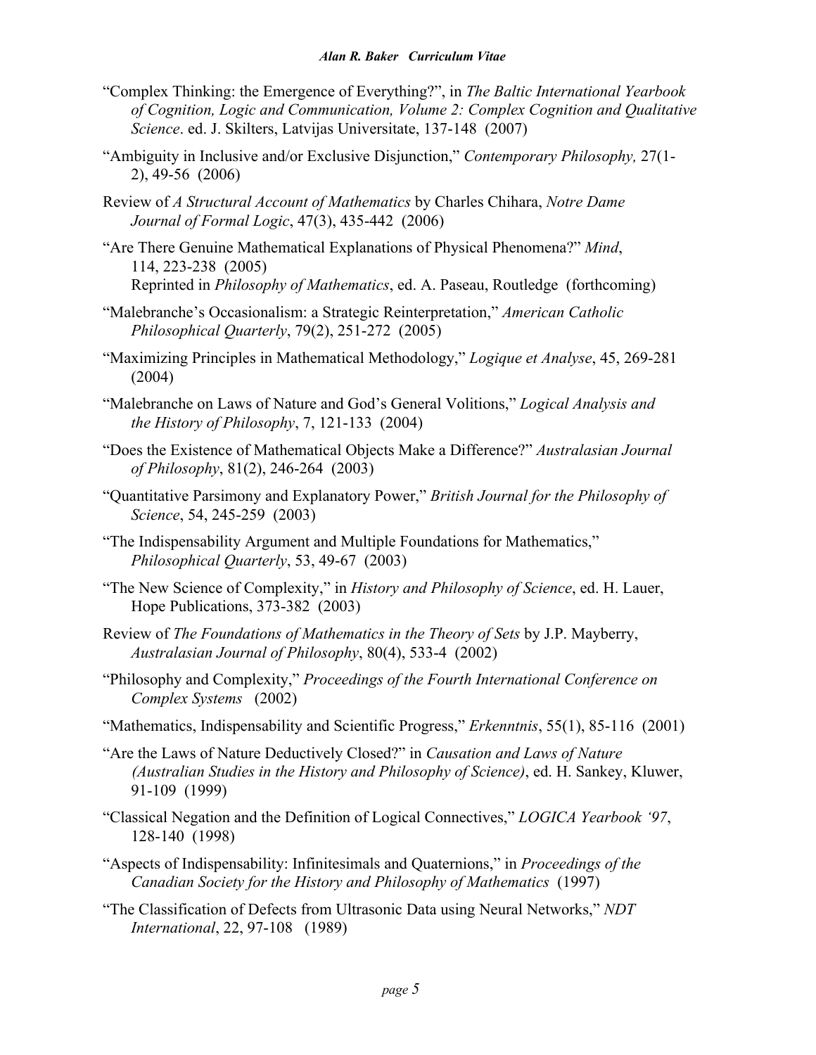"Complex Thinking: the Emergence of Everything?", in *The Baltic International Yearbook of Cognition, Logic and Communication, Volume 2: Complex Cognition and Qualitative Science*. ed. J. Skilters, Latvijas Universitate, 137-148 (2007)

"Ambiguity in Inclusive and/or Exclusive Disjunction," *Contemporary Philosophy,* 27(1-2), 49-56 (2006)

Review of *A Structural Account of Mathematics* by Charles Chihara, *Notre Dame Journal of Formal Logic*, 47(3), 435-442 (2006)

"Are There Genuine Mathematical Explanations of Physical Phenomena?" *Mind*, 114, 223-238 (2005)
Reprinted in *Philosophy of Mathematics*, ed. A. Paseau, Routledge (forthcoming)

"Malebranche's Occasionalism: a Strategic Reinterpretation," *American Catholic Philosophical Quarterly*, 79(2), 251-272 (2005)

"Maximizing Principles in Mathematical Methodology," *Logique et Analyse*, 45, 269-281 (2004)

"Malebranche on Laws of Nature and God's General Volitions," *Logical Analysis and the History of Philosophy*, 7, 121-133 (2004)

"Does the Existence of Mathematical Objects Make a Difference?" *Australasian Journal of Philosophy*, 81(2), 246-264 (2003)

"Quantitative Parsimony and Explanatory Power," *British Journal for the Philosophy of Science*, 54, 245-259 (2003)

"The Indispensability Argument and Multiple Foundations for Mathematics," *Philosophical Quarterly*, 53, 49-67 (2003)

"The New Science of Complexity," in *History and Philosophy of Science*, ed. H. Lauer, Hope Publications, 373-382 (2003)

Review of *The Foundations of Mathematics in the Theory of Sets* by J.P. Mayberry, *Australasian Journal of Philosophy*, 80(4), 533-4 (2002)

"Philosophy and Complexity," *Proceedings of the Fourth International Conference on Complex Systems* (2002)

"Mathematics, Indispensability and Scientific Progress," *Erkenntnis*, 55(1), 85-116 (2001)

"Are the Laws of Nature Deductively Closed?" in *Causation and Laws of Nature (Australian Studies in the History and Philosophy of Science)*, ed. H. Sankey, Kluwer, 91-109 (1999)

"Classical Negation and the Definition of Logical Connectives," *LOGICA Yearbook '97*, 128-140 (1998)

"Aspects of Indispensability: Infinitesimals and Quaternions," in *Proceedings of the Canadian Society for the History and Philosophy of Mathematics* (1997)

"The Classification of Defects from Ultrasonic Data using Neural Networks," *NDT International*, 22, 97-108 (1989)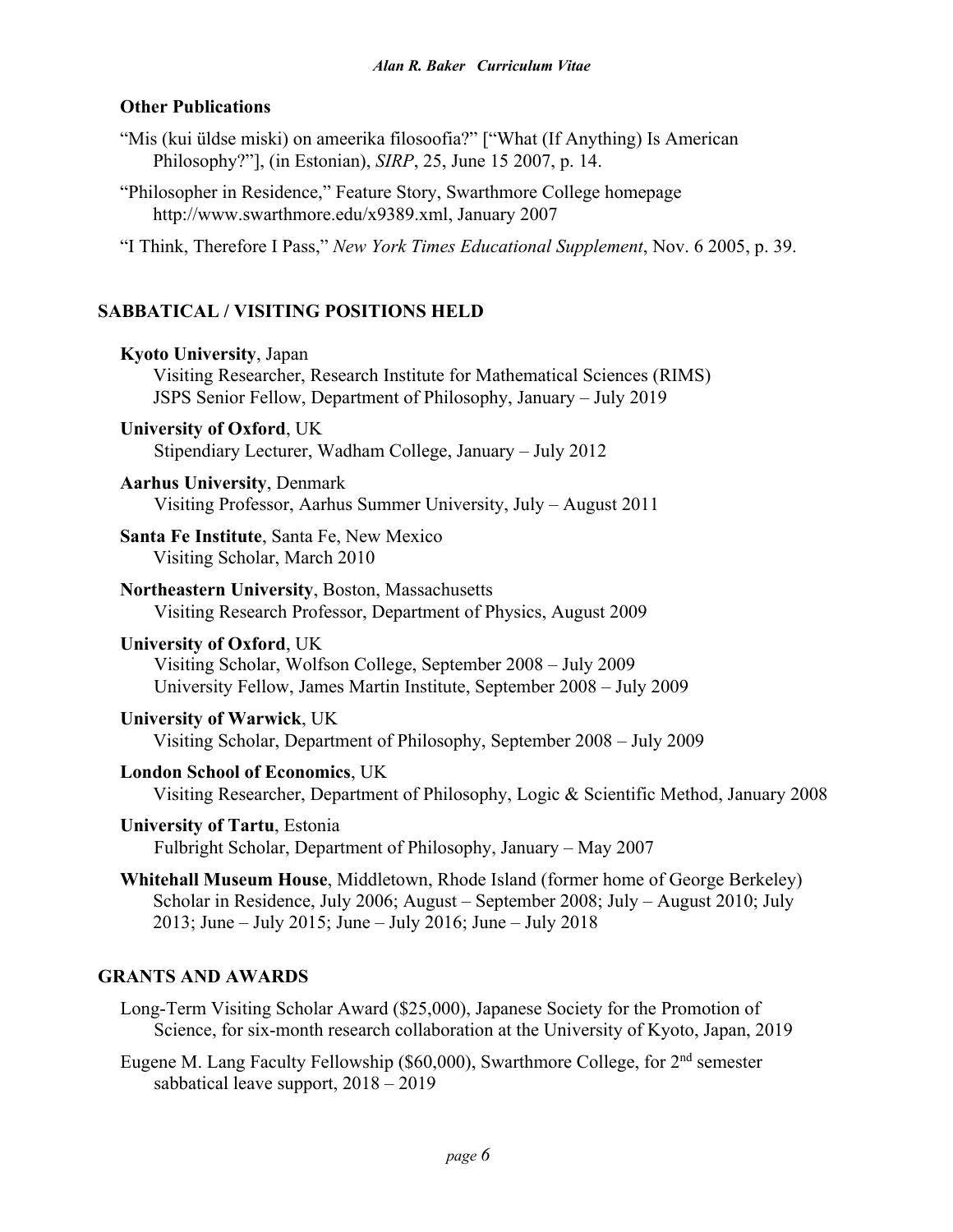### Other Publications

"Mis (kui üldse miski) on ameerika filosoofia?" ["What (If Anything) Is American Philosophy?"], (in Estonian), *SIRP*, 25, June 15 2007, p. 14.

"Philosopher in Residence," Feature Story, Swarthmore College homepage http://www.swarthmore.edu/x9389.xml, January 2007

"I Think, Therefore I Pass," *New York Times Educational Supplement*, Nov. 6 2005, p. 39.

## SABBATICAL / VISITING POSITIONS HELD

**Kyoto University**, Japan
Visiting Researcher, Research Institute for Mathematical Sciences (RIMS)
JSPS Senior Fellow, Department of Philosophy, January – July 2019

**University of Oxford**, UK
Stipendiary Lecturer, Wadham College, January – July 2012

**Aarhus University**, Denmark
Visiting Professor, Aarhus Summer University, July – August 2011

**Santa Fe Institute**, Santa Fe, New Mexico
Visiting Scholar, March 2010

**Northeastern University**, Boston, Massachusetts
Visiting Research Professor, Department of Physics, August 2009

**University of Oxford**, UK
Visiting Scholar, Wolfson College, September 2008 – July 2009
University Fellow, James Martin Institute, September 2008 – July 2009

**University of Warwick**, UK
Visiting Scholar, Department of Philosophy, September 2008 – July 2009

**London School of Economics**, UK
Visiting Researcher, Department of Philosophy, Logic & Scientific Method, January 2008

**University of Tartu**, Estonia
Fulbright Scholar, Department of Philosophy, January – May 2007

**Whitehall Museum House**, Middletown, Rhode Island (former home of George Berkeley)
Scholar in Residence, July 2006; August – September 2008; July – August 2010; July 2013; June – July 2015; June – July 2016; June – July 2018

## GRANTS AND AWARDS

Long-Term Visiting Scholar Award ($25,000), Japanese Society for the Promotion of Science, for six-month research collaboration at the University of Kyoto, Japan, 2019

Eugene M. Lang Faculty Fellowship ($60,000), Swarthmore College, for 2nd semester sabbatical leave support, 2018 – 2019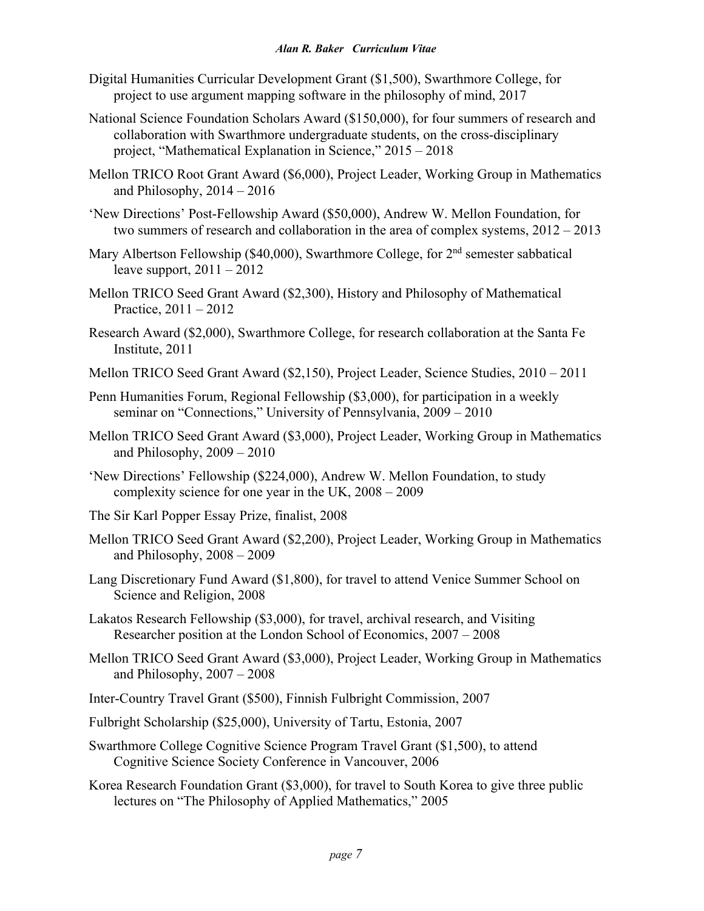Digital Humanities Curricular Development Grant ($1,500), Swarthmore College, for project to use argument mapping software in the philosophy of mind, 2017

National Science Foundation Scholars Award ($150,000), for four summers of research and collaboration with Swarthmore undergraduate students, on the cross-disciplinary project, "Mathematical Explanation in Science," 2015 – 2018

Mellon TRICO Root Grant Award ($6,000), Project Leader, Working Group in Mathematics and Philosophy, 2014 – 2016

'New Directions' Post-Fellowship Award ($50,000), Andrew W. Mellon Foundation, for two summers of research and collaboration in the area of complex systems, 2012 – 2013

Mary Albertson Fellowship ($40,000), Swarthmore College, for 2nd semester sabbatical leave support, 2011 – 2012

Mellon TRICO Seed Grant Award ($2,300), History and Philosophy of Mathematical Practice, 2011 – 2012

Research Award ($2,000), Swarthmore College, for research collaboration at the Santa Fe Institute, 2011

Mellon TRICO Seed Grant Award ($2,150), Project Leader, Science Studies, 2010 – 2011

Penn Humanities Forum, Regional Fellowship ($3,000), for participation in a weekly seminar on "Connections," University of Pennsylvania, 2009 – 2010

Mellon TRICO Seed Grant Award ($3,000), Project Leader, Working Group in Mathematics and Philosophy, 2009 – 2010

'New Directions' Fellowship ($224,000), Andrew W. Mellon Foundation, to study complexity science for one year in the UK, 2008 – 2009

The Sir Karl Popper Essay Prize, finalist, 2008

Mellon TRICO Seed Grant Award ($2,200), Project Leader, Working Group in Mathematics and Philosophy, 2008 – 2009

Lang Discretionary Fund Award ($1,800), for travel to attend Venice Summer School on Science and Religion, 2008

Lakatos Research Fellowship ($3,000), for travel, archival research, and Visiting Researcher position at the London School of Economics, 2007 – 2008

Mellon TRICO Seed Grant Award ($3,000), Project Leader, Working Group in Mathematics and Philosophy, 2007 – 2008

Inter-Country Travel Grant ($500), Finnish Fulbright Commission, 2007

Fulbright Scholarship ($25,000), University of Tartu, Estonia, 2007

Swarthmore College Cognitive Science Program Travel Grant ($1,500), to attend Cognitive Science Society Conference in Vancouver, 2006

Korea Research Foundation Grant ($3,000), for travel to South Korea to give three public lectures on "The Philosophy of Applied Mathematics," 2005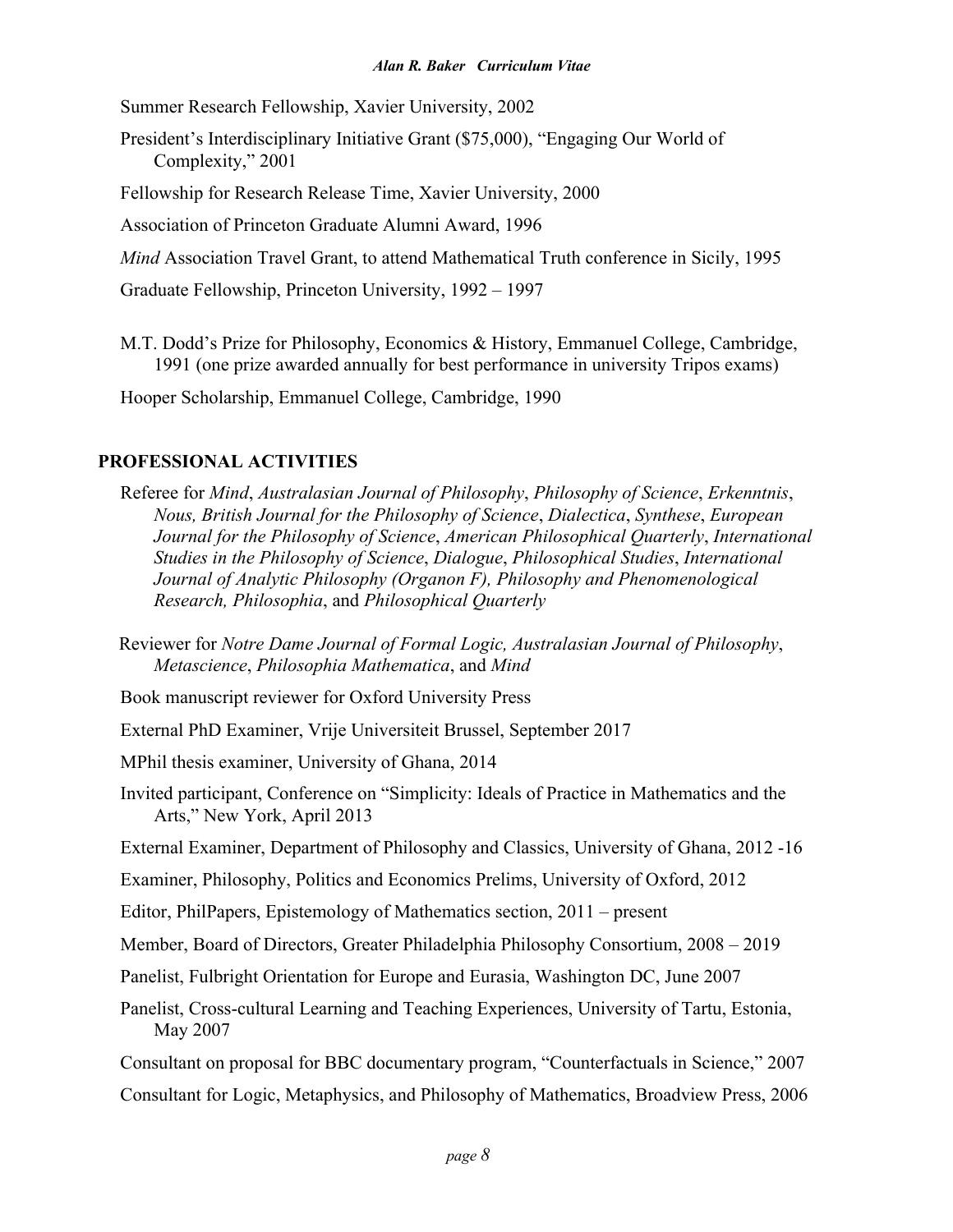Summer Research Fellowship, Xavier University, 2002

President's Interdisciplinary Initiative Grant ($75,000), "Engaging Our World of Complexity," 2001

Fellowship for Research Release Time, Xavier University, 2000

Association of Princeton Graduate Alumni Award, 1996

*Mind* Association Travel Grant, to attend Mathematical Truth conference in Sicily, 1995

Graduate Fellowship, Princeton University, 1992 – 1997

M.T. Dodd's Prize for Philosophy, Economics & History, Emmanuel College, Cambridge, 1991 (one prize awarded annually for best performance in university Tripos exams)

Hooper Scholarship, Emmanuel College, Cambridge, 1990

## PROFESSIONAL ACTIVITIES

Referee for *Mind*, *Australasian Journal of Philosophy*, *Philosophy of Science*, *Erkenntnis*, *Nous, British Journal for the Philosophy of Science*, *Dialectica*, *Synthese*, *European Journal for the Philosophy of Science*, *American Philosophical Quarterly*, *International Studies in the Philosophy of Science*, *Dialogue*, *Philosophical Studies*, *International Journal of Analytic Philosophy (Organon F), Philosophy and Phenomenological Research, Philosophia*, and *Philosophical Quarterly*

Reviewer for *Notre Dame Journal of Formal Logic, Australasian Journal of Philosophy*, *Metascience*, *Philosophia Mathematica*, and *Mind*

Book manuscript reviewer for Oxford University Press

External PhD Examiner, Vrije Universiteit Brussel, September 2017

MPhil thesis examiner, University of Ghana, 2014

Invited participant, Conference on "Simplicity: Ideals of Practice in Mathematics and the Arts," New York, April 2013

External Examiner, Department of Philosophy and Classics, University of Ghana, 2012 -16

Examiner, Philosophy, Politics and Economics Prelims, University of Oxford, 2012

Editor, PhilPapers, Epistemology of Mathematics section, 2011 – present

Member, Board of Directors, Greater Philadelphia Philosophy Consortium, 2008 – 2019

Panelist, Fulbright Orientation for Europe and Eurasia, Washington DC, June 2007

Panelist, Cross-cultural Learning and Teaching Experiences, University of Tartu, Estonia, May 2007

Consultant on proposal for BBC documentary program, "Counterfactuals in Science," 2007

Consultant for Logic, Metaphysics, and Philosophy of Mathematics, Broadview Press, 2006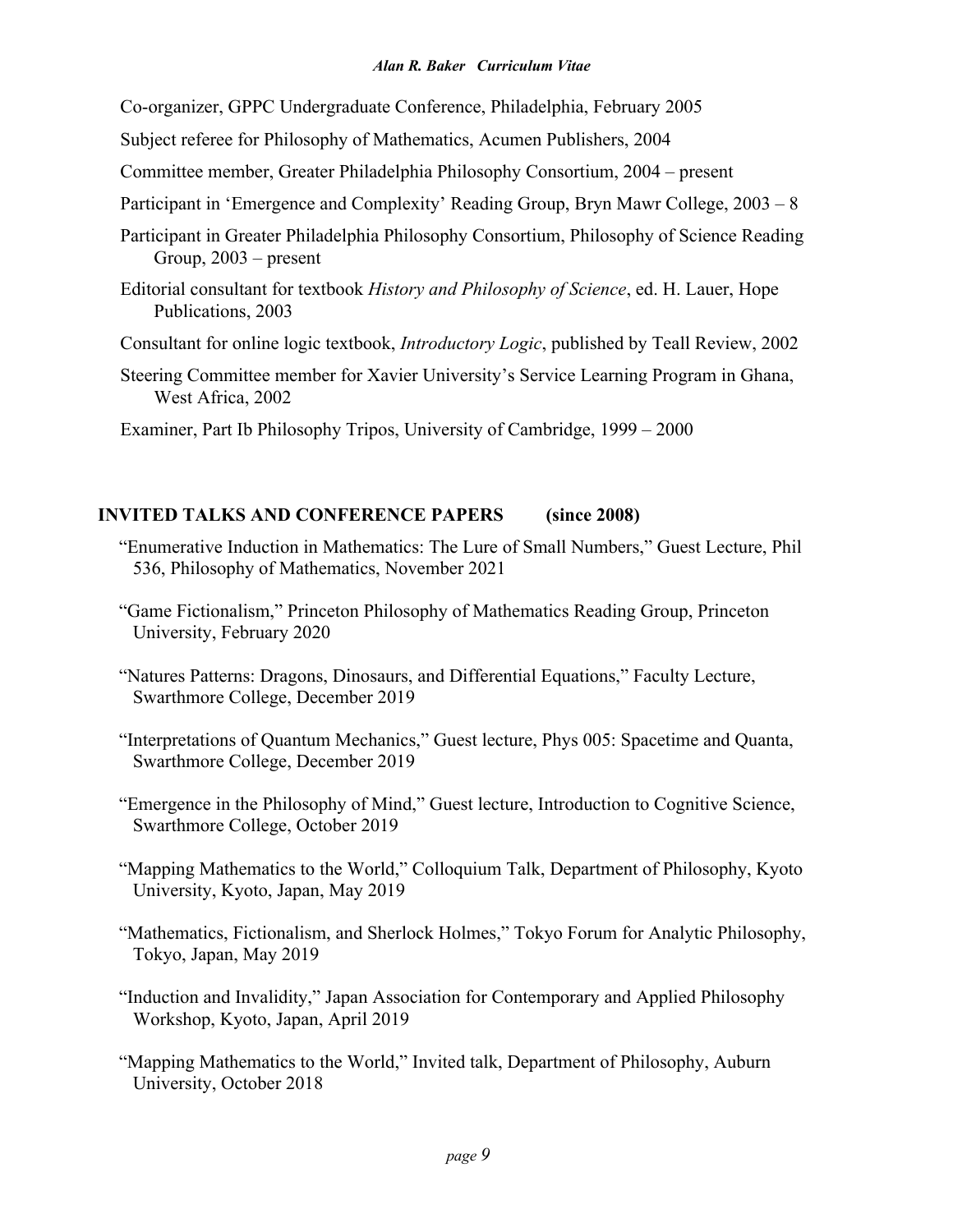Co-organizer, GPPC Undergraduate Conference, Philadelphia, February 2005

Subject referee for Philosophy of Mathematics, Acumen Publishers, 2004

Committee member, Greater Philadelphia Philosophy Consortium, 2004 – present

Participant in 'Emergence and Complexity' Reading Group, Bryn Mawr College, 2003 – 8

Participant in Greater Philadelphia Philosophy Consortium, Philosophy of Science Reading Group, 2003 – present

Editorial consultant for textbook *History and Philosophy of Science*, ed. H. Lauer, Hope Publications, 2003

Consultant for online logic textbook, *Introductory Logic*, published by Teall Review, 2002

Steering Committee member for Xavier University's Service Learning Program in Ghana, West Africa, 2002

Examiner, Part Ib Philosophy Tripos, University of Cambridge, 1999 – 2000

## INVITED TALKS AND CONFERENCE PAPERS (since 2008)

"Enumerative Induction in Mathematics: The Lure of Small Numbers," Guest Lecture, Phil 536, Philosophy of Mathematics, November 2021

"Game Fictionalism," Princeton Philosophy of Mathematics Reading Group, Princeton University, February 2020

"Natures Patterns: Dragons, Dinosaurs, and Differential Equations," Faculty Lecture, Swarthmore College, December 2019

"Interpretations of Quantum Mechanics," Guest lecture, Phys 005: Spacetime and Quanta, Swarthmore College, December 2019

"Emergence in the Philosophy of Mind," Guest lecture, Introduction to Cognitive Science, Swarthmore College, October 2019

"Mapping Mathematics to the World," Colloquium Talk, Department of Philosophy, Kyoto University, Kyoto, Japan, May 2019

"Mathematics, Fictionalism, and Sherlock Holmes," Tokyo Forum for Analytic Philosophy, Tokyo, Japan, May 2019

"Induction and Invalidity," Japan Association for Contemporary and Applied Philosophy Workshop, Kyoto, Japan, April 2019

"Mapping Mathematics to the World," Invited talk, Department of Philosophy, Auburn University, October 2018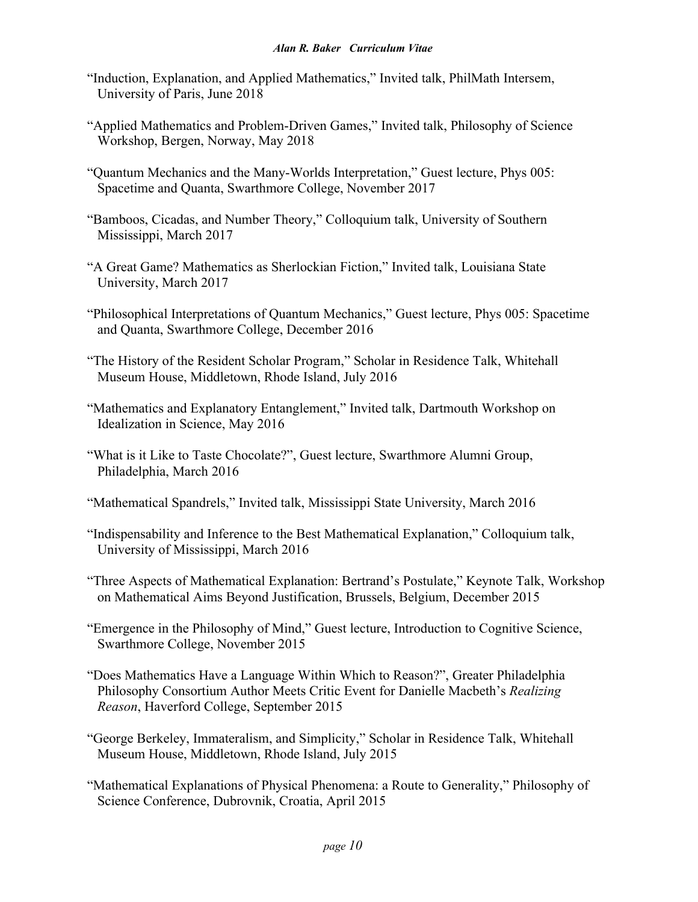"Induction, Explanation, and Applied Mathematics," Invited talk, PhilMath Intersem, University of Paris, June 2018

"Applied Mathematics and Problem-Driven Games," Invited talk, Philosophy of Science Workshop, Bergen, Norway, May 2018

"Quantum Mechanics and the Many-Worlds Interpretation," Guest lecture, Phys 005: Spacetime and Quanta, Swarthmore College, November 2017

"Bamboos, Cicadas, and Number Theory," Colloquium talk, University of Southern Mississippi, March 2017

"A Great Game? Mathematics as Sherlockian Fiction," Invited talk, Louisiana State University, March 2017

"Philosophical Interpretations of Quantum Mechanics," Guest lecture, Phys 005: Spacetime and Quanta, Swarthmore College, December 2016

"The History of the Resident Scholar Program," Scholar in Residence Talk, Whitehall Museum House, Middletown, Rhode Island, July 2016

"Mathematics and Explanatory Entanglement," Invited talk, Dartmouth Workshop on Idealization in Science, May 2016

"What is it Like to Taste Chocolate?", Guest lecture, Swarthmore Alumni Group, Philadelphia, March 2016

"Mathematical Spandrels," Invited talk, Mississippi State University, March 2016

"Indispensability and Inference to the Best Mathematical Explanation," Colloquium talk, University of Mississippi, March 2016

"Three Aspects of Mathematical Explanation: Bertrand's Postulate," Keynote Talk, Workshop on Mathematical Aims Beyond Justification, Brussels, Belgium, December 2015

"Emergence in the Philosophy of Mind," Guest lecture, Introduction to Cognitive Science, Swarthmore College, November 2015

"Does Mathematics Have a Language Within Which to Reason?", Greater Philadelphia Philosophy Consortium Author Meets Critic Event for Danielle Macbeth's *Realizing Reason*, Haverford College, September 2015

"George Berkeley, Immateralism, and Simplicity," Scholar in Residence Talk, Whitehall Museum House, Middletown, Rhode Island, July 2015

"Mathematical Explanations of Physical Phenomena: a Route to Generality," Philosophy of Science Conference, Dubrovnik, Croatia, April 2015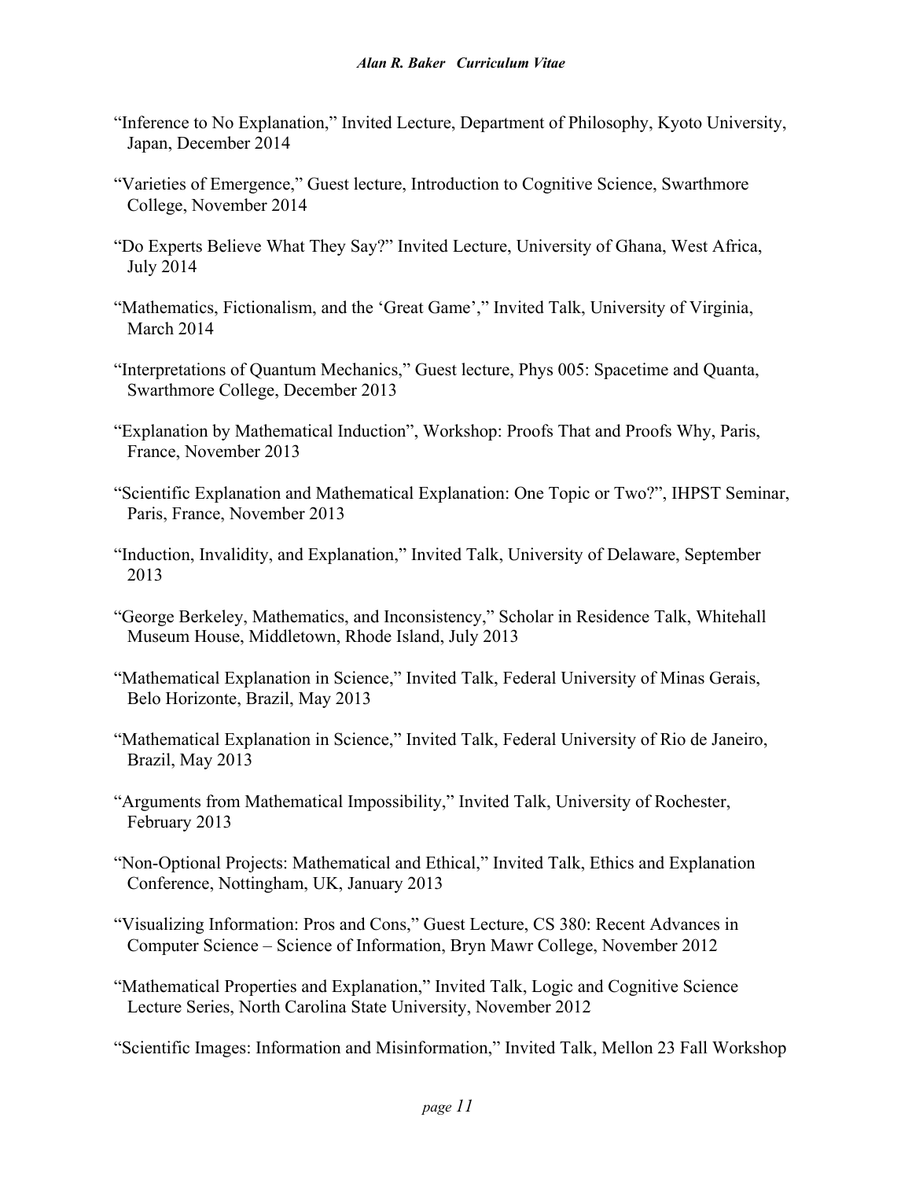“Inference to No Explanation,” Invited Lecture, Department of Philosophy, Kyoto University, Japan, December 2014

“Varieties of Emergence,” Guest lecture, Introduction to Cognitive Science, Swarthmore College, November 2014

“Do Experts Believe What They Say?” Invited Lecture, University of Ghana, West Africa, July 2014

“Mathematics, Fictionalism, and the ‘Great Game’,” Invited Talk, University of Virginia, March 2014

“Interpretations of Quantum Mechanics,” Guest lecture, Phys 005: Spacetime and Quanta, Swarthmore College, December 2013

“Explanation by Mathematical Induction”, Workshop: Proofs That and Proofs Why, Paris, France, November 2013

“Scientific Explanation and Mathematical Explanation: One Topic or Two?”, IHPST Seminar, Paris, France, November 2013

“Induction, Invalidity, and Explanation,” Invited Talk, University of Delaware, September 2013

“George Berkeley, Mathematics, and Inconsistency,” Scholar in Residence Talk, Whitehall Museum House, Middletown, Rhode Island, July 2013

“Mathematical Explanation in Science,” Invited Talk, Federal University of Minas Gerais, Belo Horizonte, Brazil, May 2013

“Mathematical Explanation in Science,” Invited Talk, Federal University of Rio de Janeiro, Brazil, May 2013

“Arguments from Mathematical Impossibility,” Invited Talk, University of Rochester, February 2013

“Non-Optional Projects: Mathematical and Ethical,” Invited Talk, Ethics and Explanation Conference, Nottingham, UK, January 2013

“Visualizing Information: Pros and Cons,” Guest Lecture, CS 380: Recent Advances in Computer Science – Science of Information, Bryn Mawr College, November 2012

“Mathematical Properties and Explanation,” Invited Talk, Logic and Cognitive Science Lecture Series, North Carolina State University, November 2012

“Scientific Images: Information and Misinformation,” Invited Talk, Mellon 23 Fall Workshop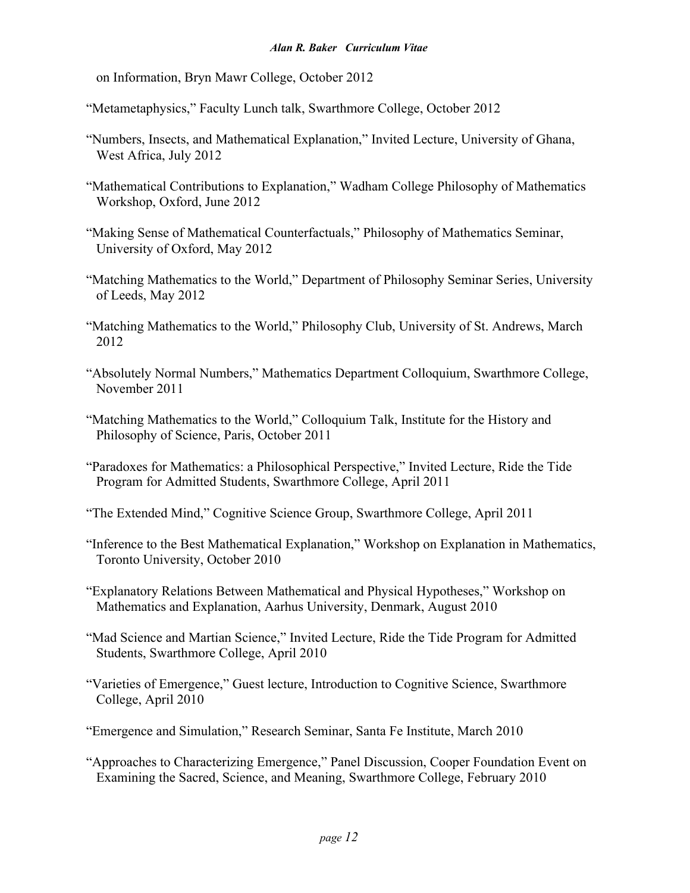on Information, Bryn Mawr College, October 2012

"Metametaphysics," Faculty Lunch talk, Swarthmore College, October 2012

"Numbers, Insects, and Mathematical Explanation," Invited Lecture, University of Ghana, West Africa, July 2012

"Mathematical Contributions to Explanation," Wadham College Philosophy of Mathematics Workshop, Oxford, June 2012

"Making Sense of Mathematical Counterfactuals," Philosophy of Mathematics Seminar, University of Oxford, May 2012

"Matching Mathematics to the World," Department of Philosophy Seminar Series, University of Leeds, May 2012

"Matching Mathematics to the World," Philosophy Club, University of St. Andrews, March 2012

"Absolutely Normal Numbers," Mathematics Department Colloquium, Swarthmore College, November 2011

"Matching Mathematics to the World," Colloquium Talk, Institute for the History and Philosophy of Science, Paris, October 2011

"Paradoxes for Mathematics: a Philosophical Perspective," Invited Lecture, Ride the Tide Program for Admitted Students, Swarthmore College, April 2011

"The Extended Mind," Cognitive Science Group, Swarthmore College, April 2011

"Inference to the Best Mathematical Explanation," Workshop on Explanation in Mathematics, Toronto University, October 2010

"Explanatory Relations Between Mathematical and Physical Hypotheses," Workshop on Mathematics and Explanation, Aarhus University, Denmark, August 2010

"Mad Science and Martian Science," Invited Lecture, Ride the Tide Program for Admitted Students, Swarthmore College, April 2010

"Varieties of Emergence," Guest lecture, Introduction to Cognitive Science, Swarthmore College, April 2010

"Emergence and Simulation," Research Seminar, Santa Fe Institute, March 2010

"Approaches to Characterizing Emergence," Panel Discussion, Cooper Foundation Event on Examining the Sacred, Science, and Meaning, Swarthmore College, February 2010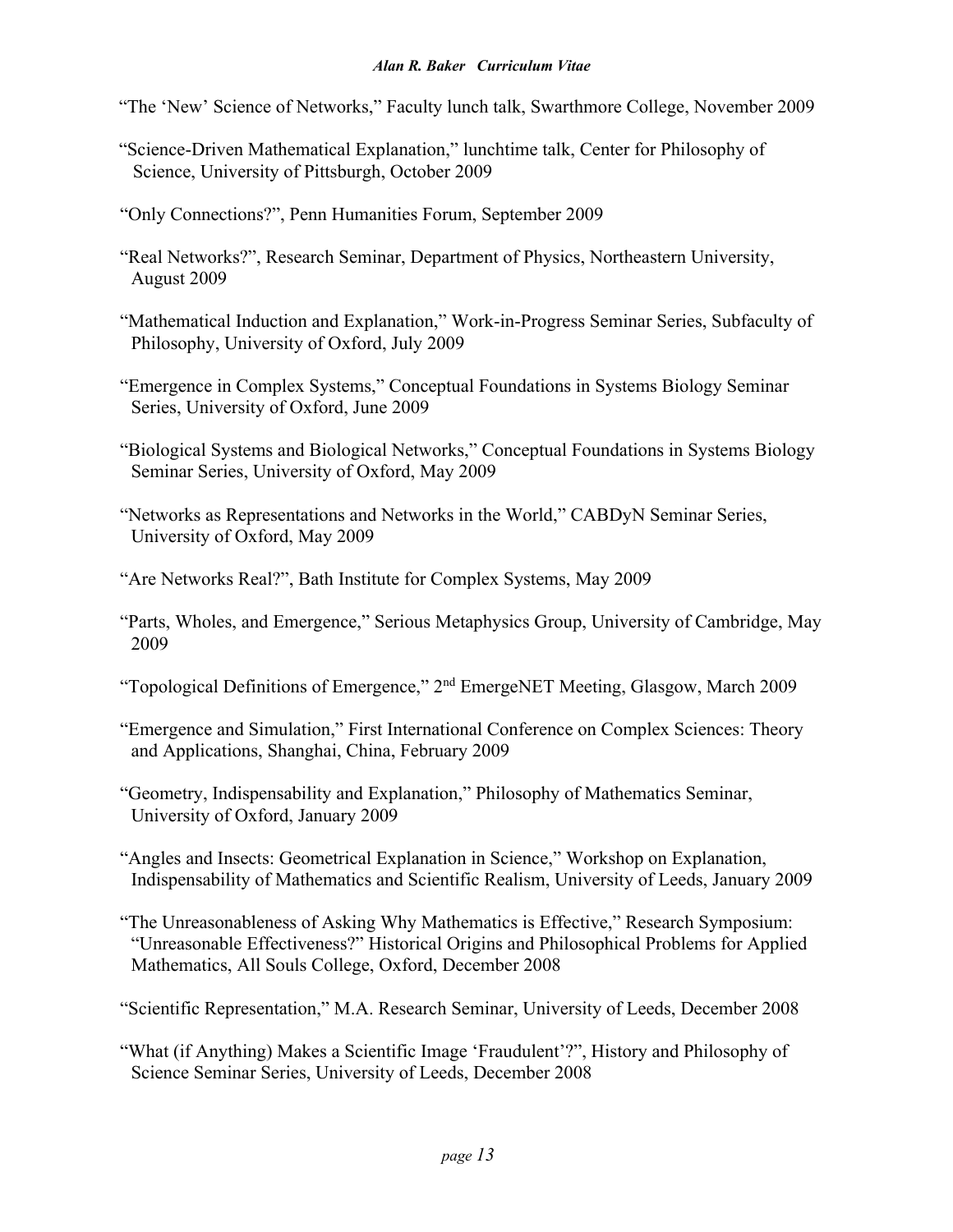"The 'New' Science of Networks," Faculty lunch talk, Swarthmore College, November 2009

"Science-Driven Mathematical Explanation," lunchtime talk, Center for Philosophy of Science, University of Pittsburgh, October 2009

"Only Connections?", Penn Humanities Forum, September 2009

"Real Networks?", Research Seminar, Department of Physics, Northeastern University, August 2009

"Mathematical Induction and Explanation," Work-in-Progress Seminar Series, Subfaculty of Philosophy, University of Oxford, July 2009

"Emergence in Complex Systems," Conceptual Foundations in Systems Biology Seminar Series, University of Oxford, June 2009

"Biological Systems and Biological Networks," Conceptual Foundations in Systems Biology Seminar Series, University of Oxford, May 2009

"Networks as Representations and Networks in the World," CABDyN Seminar Series, University of Oxford, May 2009

"Are Networks Real?", Bath Institute for Complex Systems, May 2009

"Parts, Wholes, and Emergence," Serious Metaphysics Group, University of Cambridge, May 2009

"Topological Definitions of Emergence," 2nd EmergeNET Meeting, Glasgow, March 2009

"Emergence and Simulation," First International Conference on Complex Sciences: Theory and Applications, Shanghai, China, February 2009

"Geometry, Indispensability and Explanation," Philosophy of Mathematics Seminar, University of Oxford, January 2009

"Angles and Insects: Geometrical Explanation in Science," Workshop on Explanation, Indispensability of Mathematics and Scientific Realism, University of Leeds, January 2009

"The Unreasonableness of Asking Why Mathematics is Effective," Research Symposium: "Unreasonable Effectiveness?" Historical Origins and Philosophical Problems for Applied Mathematics, All Souls College, Oxford, December 2008

"Scientific Representation," M.A. Research Seminar, University of Leeds, December 2008

"What (if Anything) Makes a Scientific Image 'Fraudulent'?", History and Philosophy of Science Seminar Series, University of Leeds, December 2008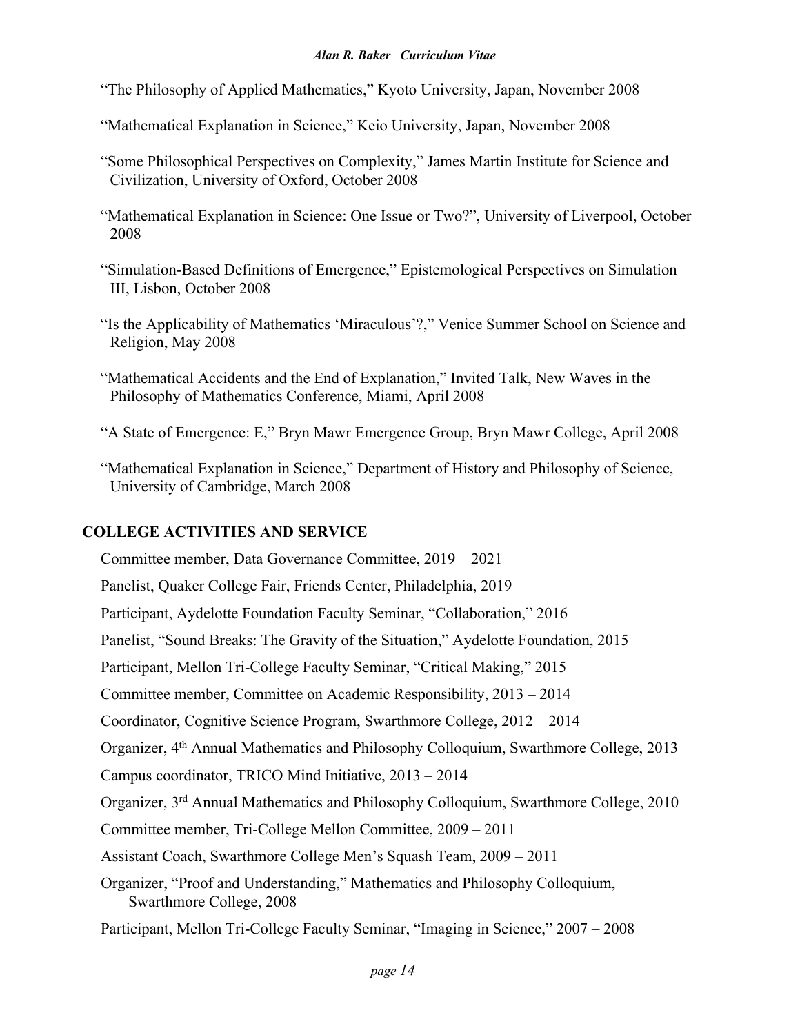"The Philosophy of Applied Mathematics," Kyoto University, Japan, November 2008

"Mathematical Explanation in Science," Keio University, Japan, November 2008

"Some Philosophical Perspectives on Complexity," James Martin Institute for Science and Civilization, University of Oxford, October 2008

"Mathematical Explanation in Science: One Issue or Two?", University of Liverpool, October 2008

"Simulation-Based Definitions of Emergence," Epistemological Perspectives on Simulation III, Lisbon, October 2008

"Is the Applicability of Mathematics 'Miraculous'?," Venice Summer School on Science and Religion, May 2008

"Mathematical Accidents and the End of Explanation," Invited Talk, New Waves in the Philosophy of Mathematics Conference, Miami, April 2008

"A State of Emergence: E," Bryn Mawr Emergence Group, Bryn Mawr College, April 2008

"Mathematical Explanation in Science," Department of History and Philosophy of Science, University of Cambridge, March 2008

## COLLEGE ACTIVITIES AND SERVICE

Committee member, Data Governance Committee, 2019 – 2021

Panelist, Quaker College Fair, Friends Center, Philadelphia, 2019

Participant, Aydelotte Foundation Faculty Seminar, "Collaboration," 2016

Panelist, "Sound Breaks: The Gravity of the Situation," Aydelotte Foundation, 2015

Participant, Mellon Tri-College Faculty Seminar, "Critical Making," 2015

Committee member, Committee on Academic Responsibility, 2013 – 2014

Coordinator, Cognitive Science Program, Swarthmore College, 2012 – 2014

Organizer, 4th Annual Mathematics and Philosophy Colloquium, Swarthmore College, 2013

Campus coordinator, TRICO Mind Initiative, 2013 – 2014

Organizer, 3rd Annual Mathematics and Philosophy Colloquium, Swarthmore College, 2010

Committee member, Tri-College Mellon Committee, 2009 – 2011

Assistant Coach, Swarthmore College Men's Squash Team, 2009 – 2011

Organizer, "Proof and Understanding," Mathematics and Philosophy Colloquium, Swarthmore College, 2008

Participant, Mellon Tri-College Faculty Seminar, "Imaging in Science," 2007 – 2008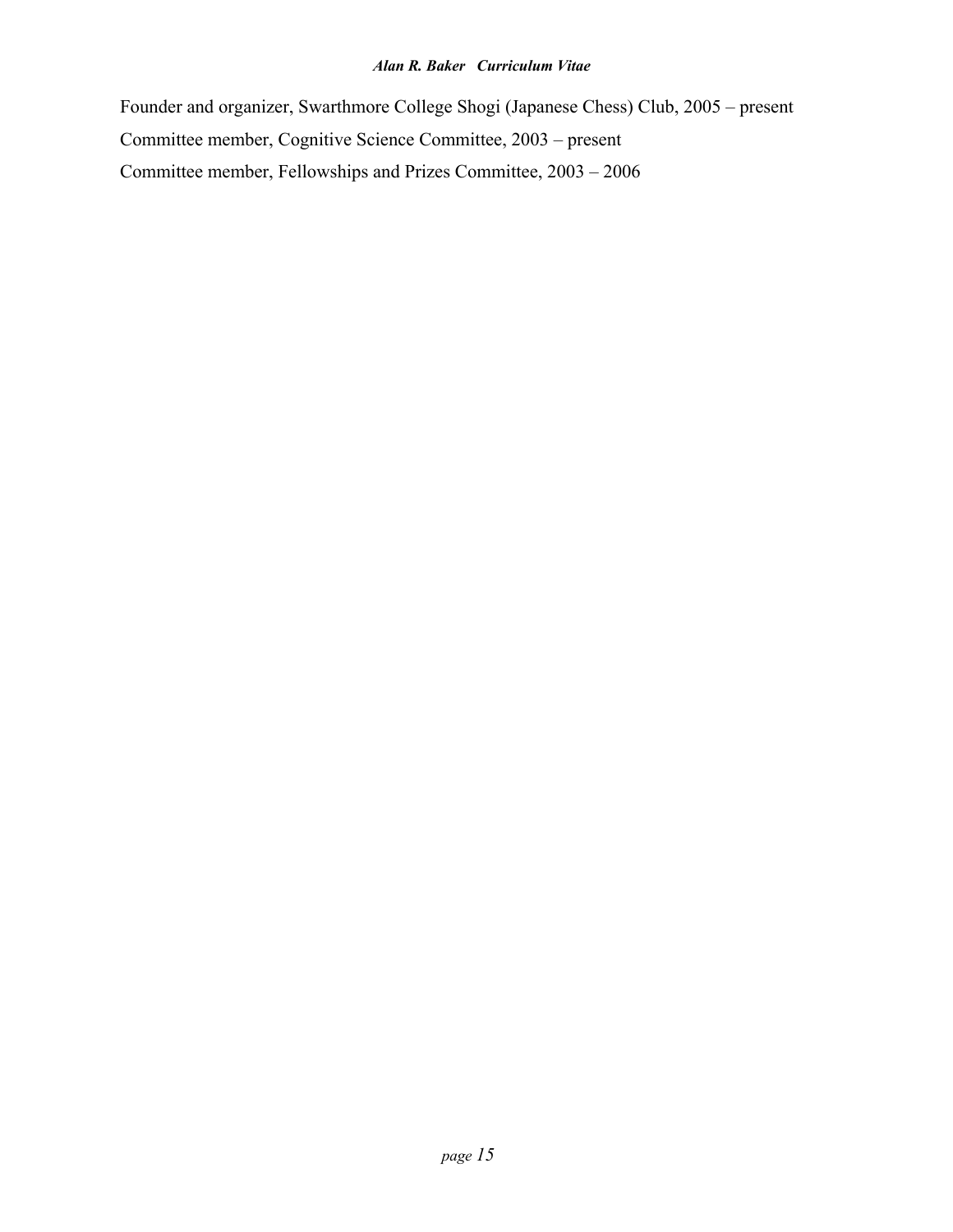Founder and organizer, Swarthmore College Shogi (Japanese Chess) Club, 2005 – present

Committee member, Cognitive Science Committee, 2003 – present

Committee member, Fellowships and Prizes Committee, 2003 – 2006